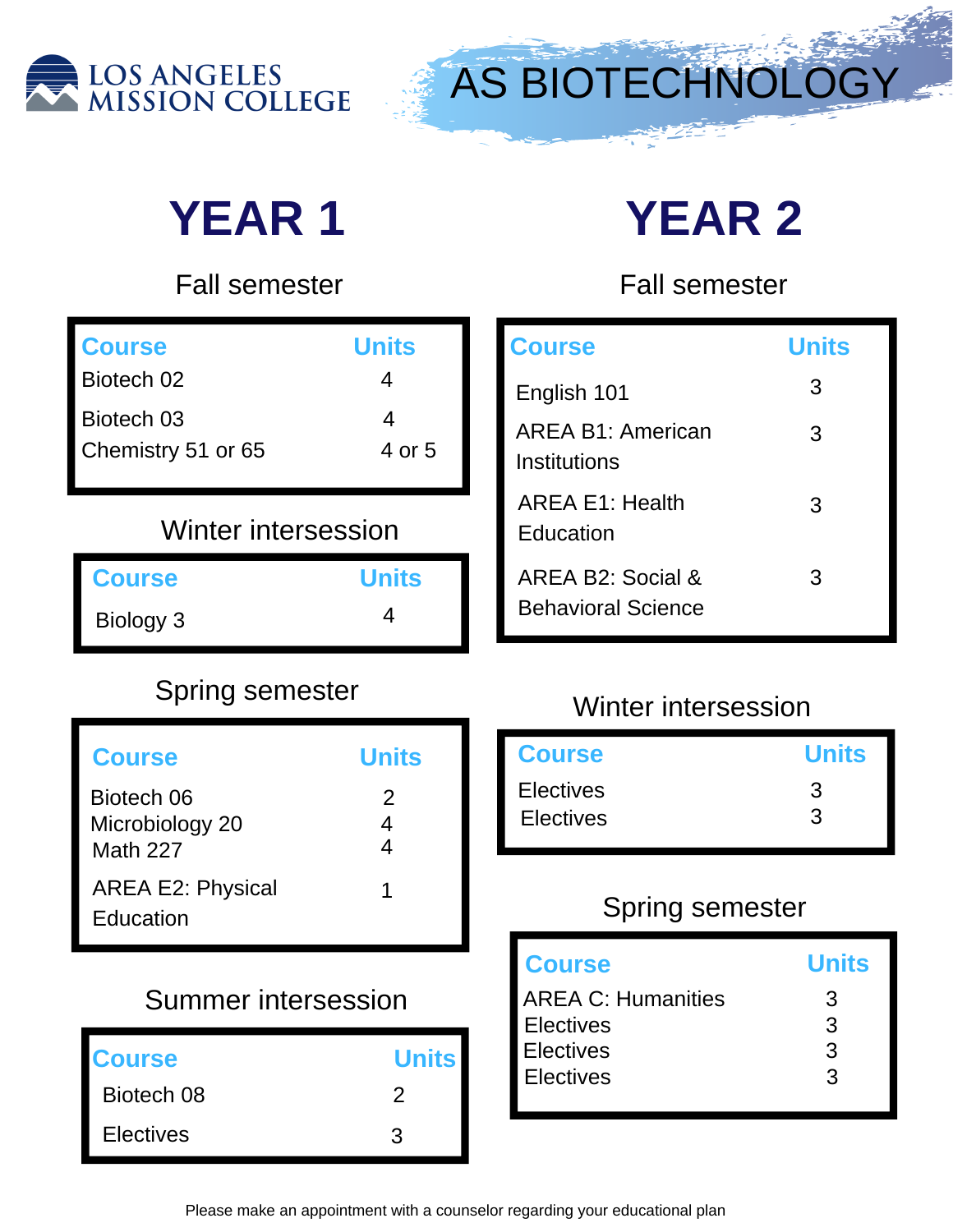LOS ANGELES MISSION COLLEGE

# AS BIOTECHNOLOGY

## YEAR 1

### Fall semester

| Course | Units |
|---|---|
| Biotech 02 | 4 |
| Biotech 03 | 4 |
| Chemistry 51 or 65 | 4 or 5 |

### Winter intersession

| Course | Units |
|---|---|
| Biology 3 | 4 |

### Spring semester

| Course | Units |
|---|---|
| Biotech 06 | 2 |
| Microbiology 20 | 4 |
| Math 227 | 4 |
| AREA E2: Physical Education | 1 |

### Summer intersession

| Course | Units |
|---|---|
| Biotech 08 | 2 |
| Electives | 3 |

## YEAR 2

### Fall semester

| Course | Units |
|---|---|
| English 101 | 3 |
| AREA B1: American Institutions | 3 |
| AREA E1: Health Education | 3 |
| AREA B2: Social & Behavioral Science | 3 |

### Winter intersession

| Course | Units |
|---|---|
| Electives | 3 |
| Electives | 3 |

### Spring semester

| Course | Units |
|---|---|
| AREA C: Humanities | 3 |
| Electives | 3 |
| Electives | 3 |
| Electives | 3 |

Please make an appointment with a counselor regarding your educational plan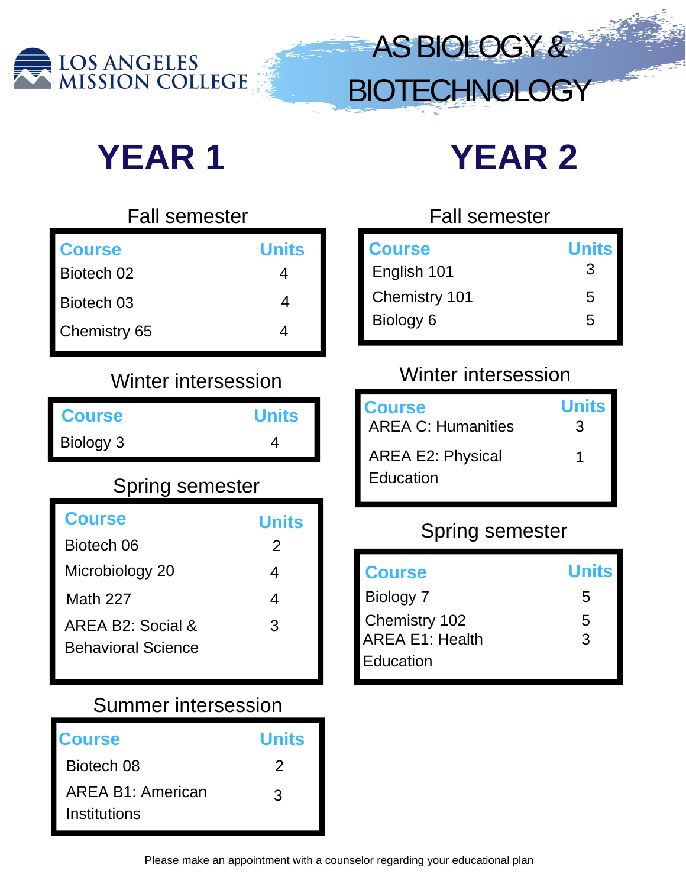LOS ANGELES MISSION COLLEGE

# AS BIOLOGY & BIOTECHNOLOGY

## YEAR 1

### Fall semester

| Course | Units |
|---|---|
| Biotech 02 | 4 |
| Biotech 03 | 4 |
| Chemistry 65 | 4 |

### Winter intersession

| Course | Units |
|---|---|
| Biology 3 | 4 |

### Spring semester

| Course | Units |
|---|---|
| Biotech 06 | 2 |
| Microbiology 20 | 4 |
| Math 227 | 4 |
| AREA B2: Social & Behavioral Science | 3 |

### Summer intersession

| Course | Units |
|---|---|
| Biotech 08 | 2 |
| AREA B1: American Institutions | 3 |

## YEAR 2

### Fall semester

| Course | Units |
|---|---|
| English 101 | 3 |
| Chemistry 101 | 5 |
| Biology 6 | 5 |

### Winter intersession

| Course | Units |
|---|---|
| AREA C: Humanities | 3 |
| AREA E2: Physical Education | 1 |

### Spring semester

| Course | Units |
|---|---|
| Biology 7 | 5 |
| Chemistry 102 | 5 |
| AREA E1: Health Education | 3 |

Please make an appointment with a counselor regarding your educational plan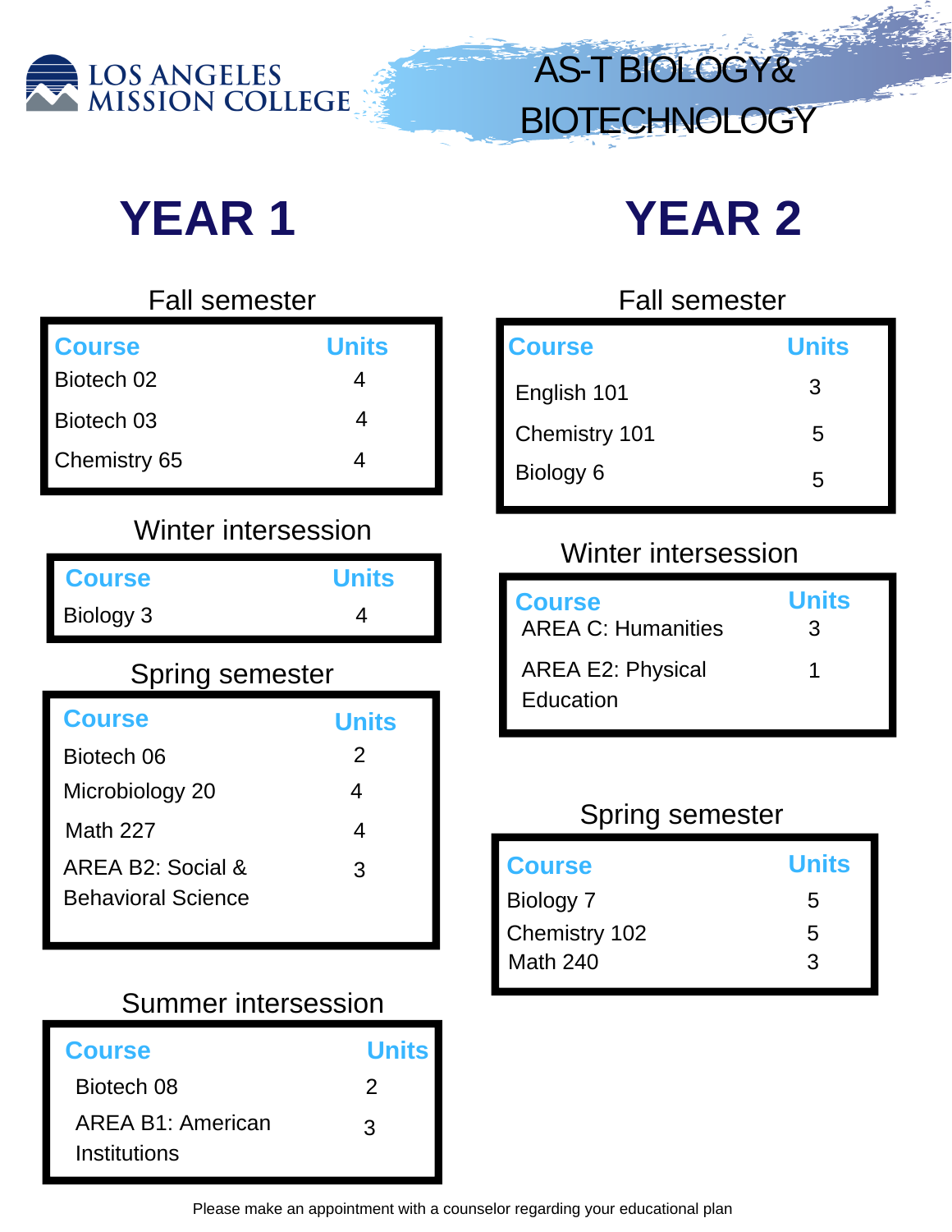LOS ANGELES MISSION COLLEGE

# AS-T BIOLOGY& BIOTECHNOLOGY

## YEAR 1

### Fall semester

| Course | Units |
|---|---|
| Biotech 02 | 4 |
| Biotech 03 | 4 |
| Chemistry 65 | 4 |

### Winter intersession

| Course | Units |
|---|---|
| Biology 3 | 4 |

### Spring semester

| Course | Units |
|---|---|
| Biotech 06 | 2 |
| Microbiology 20 | 4 |
| Math 227 | 4 |
| AREA B2: Social & Behavioral Science | 3 |

### Summer intersession

| Course | Units |
|---|---|
| Biotech 08 | 2 |
| AREA B1: American Institutions | 3 |

## YEAR 2

### Fall semester

| Course | Units |
|---|---|
| English 101 | 3 |
| Chemistry 101 | 5 |
| Biology 6 | 5 |

### Winter intersession

| Course | Units |
|---|---|
| AREA C: Humanities | 3 |
| AREA E2: Physical Education | 1 |

### Spring semester

| Course | Units |
|---|---|
| Biology 7 | 5 |
| Chemistry 102 | 5 |
| Math 240 | 3 |

Please make an appointment with a counselor regarding your educational plan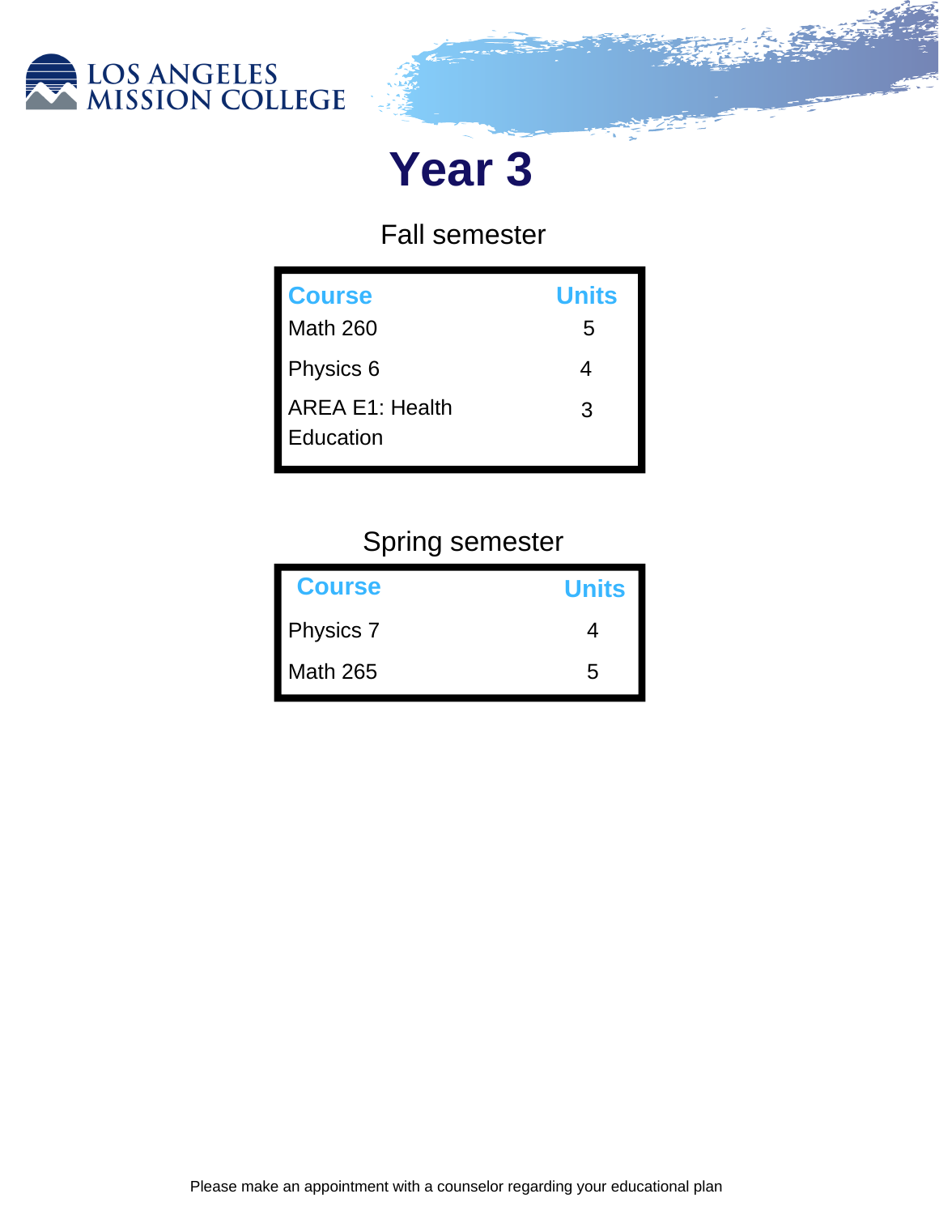LOS ANGELES MISSION COLLEGE

# Year 3

## Fall semester

| Course | Units |
|---|---|
| Math 260 | 5 |
| Physics 6 | 4 |
| AREA E1: Health Education | 3 |

## Spring semester

| Course | Units |
|---|---|
| Physics 7 | 4 |
| Math 265 | 5 |

Please make an appointment with a counselor regarding your educational plan